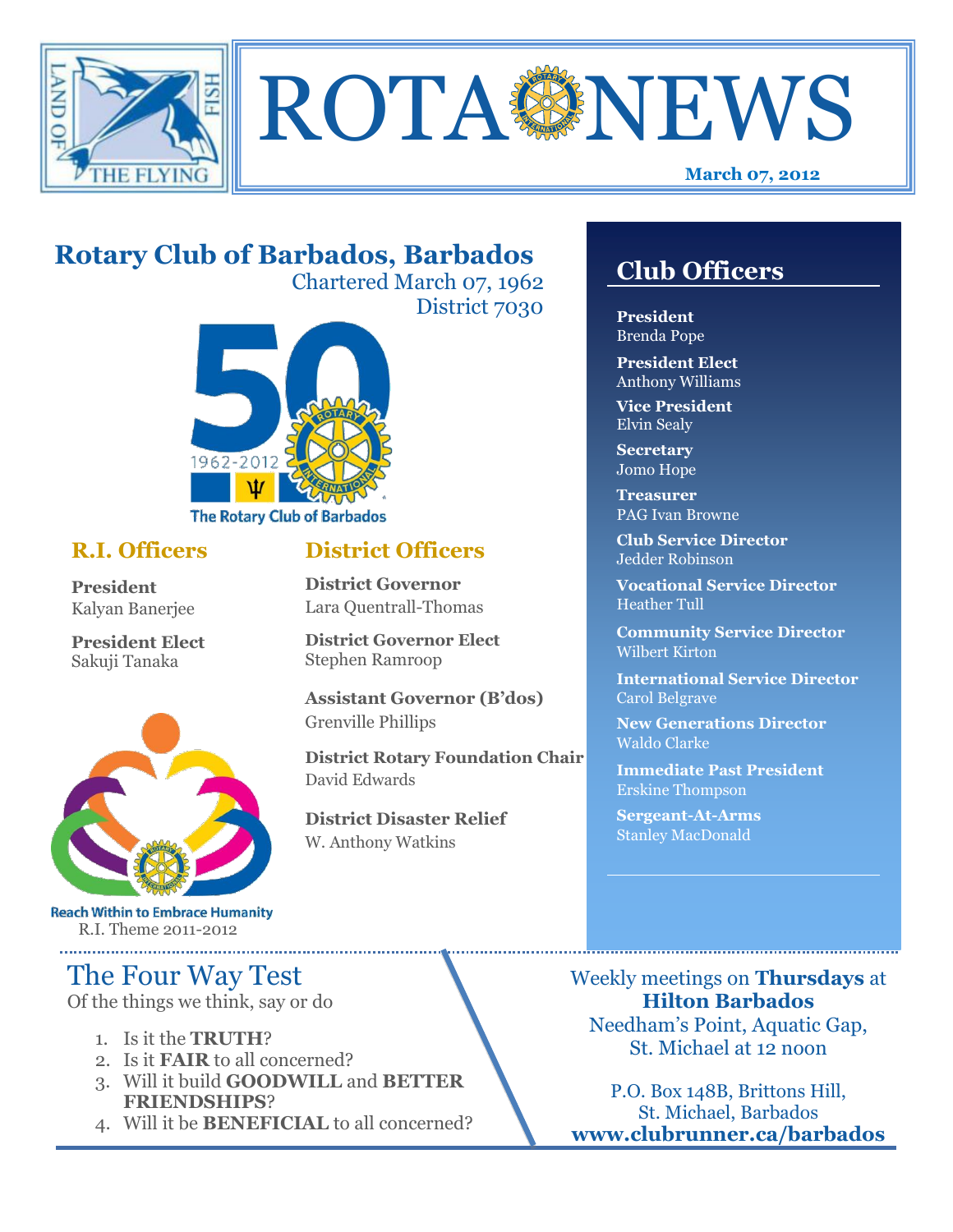# ROTA NEWS

**March 07, 2012**

## Rotary Club of Barbados, Barbados

Chartered March 07, 1962
District 7030

The Rotary Club of Barbados

### R.I. Officers

**President**
Kalyan Banerjee

**President Elect**
Sakuji Tanaka

Reach Within to Embrace Humanity
R.I. Theme 2011-2012

### District Officers

**District Governor**
Lara Quentrall-Thomas

**District Governor Elect**
Stephen Ramroop

**Assistant Governor (B'dos)**
Grenville Phillips

**District Rotary Foundation Chair**
David Edwards

**District Disaster Relief**
W. Anthony Watkins

## Club Officers

**President**
Brenda Pope

**President Elect**
Anthony Williams

**Vice President**
Elvin Sealy

**Secretary**
Jomo Hope

**Treasurer**
PAG Ivan Browne

**Club Service Director**
Jedder Robinson

**Vocational Service Director**
Heather Tull

**Community Service Director**
Wilbert Kirton

**International Service Director**
Carol Belgrave

**New Generations Director**
Waldo Clarke

**Immediate Past President**
Erskine Thompson

**Sergeant-At-Arms**
Stanley MacDonald

## The Four Way Test

Of the things we think, say or do

1. Is it the **TRUTH**?
2. Is it **FAIR** to all concerned?
3. Will it build **GOODWILL** and **BETTER FRIENDSHIPS**?
4. Will it be **BENEFICIAL** to all concerned?

Weekly meetings on **Thursdays** at **Hilton Barbados**
Needham's Point, Aquatic Gap,
St. Michael at 12 noon

P.O. Box 148B, Brittons Hill,
St. Michael, Barbados
**www.clubrunner.ca/barbados**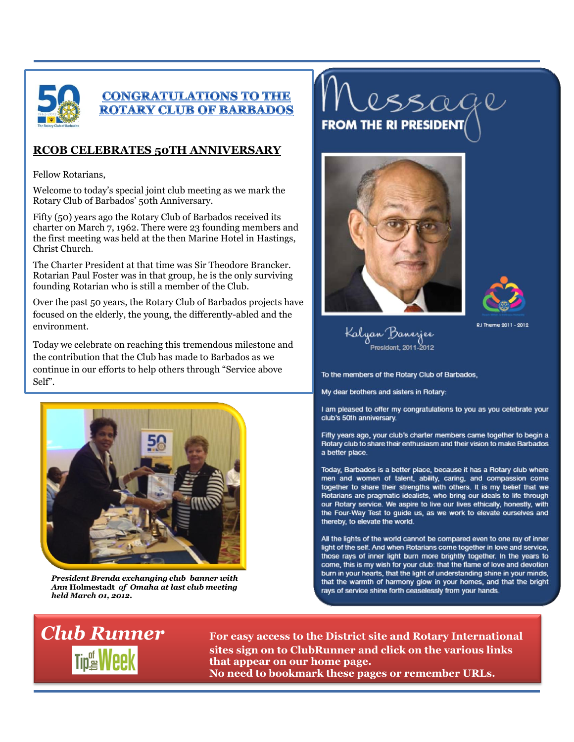## CONGRATULATIONS TO THE ROTARY CLUB OF BARBADOS

### RCOB CELEBRATES 50TH ANNIVERSARY

Fellow Rotarians,

Welcome to today's special joint club meeting as we mark the Rotary Club of Barbados' 50th Anniversary.

Fifty (50) years ago the Rotary Club of Barbados received its charter on March 7, 1962. There were 23 founding members and the first meeting was held at the then Marine Hotel in Hastings, Christ Church.

The Charter President at that time was Sir Theodore Brancker. Rotarian Paul Foster was in that group, he is the only surviving founding Rotarian who is still a member of the Club.

Over the past 50 years, the Rotary Club of Barbados projects have focused on the elderly, the young, the differently-abled and the environment.

Today we celebrate on reaching this tremendous milestone and the contribution that the Club has made to Barbados as we continue in our efforts to help others through "Service above Self".

***President Brenda exchanging club banner with Ann* Holmestadt *of Omaha at last club meeting held March 01, 2012.***

## Message FROM THE RI PRESIDENT

Kalyan Banerjee
President, 2011-2012

RI Theme 2011 - 2012

To the members of the Rotary Club of Barbados,

My dear brothers and sisters in Rotary:

I am pleased to offer my congratulations to you as you celebrate your club's 50th anniversary.

Fifty years ago, your club's charter members came together to begin a Rotary club to share their enthusiasm and their vision to make Barbados a better place.

Today, Barbados is a better place, because it has a Rotary club where men and women of talent, ability, caring, and compassion come together to share their strengths with others. It is my belief that we Rotarians are pragmatic idealists, who bring our ideals to life through our Rotary service. We aspire to live our lives ethically, honestly, with the Four-Way Test to guide us, as we work to elevate ourselves and thereby, to elevate the world.

All the lights of the world cannot be compared even to one ray of inner light of the self. And when Rotarians come together in love and service, those rays of inner light burn more brightly together. In the years to come, this is my wish for your club: that the flame of love and devotion burn in your hearts, that the light of understanding shine in your minds, that the warmth of harmony glow in your homes, and that the bright rays of service shine forth ceaselessly from your hands.

## Club Runner

Tip of the Week

**For easy access to the District site and Rotary International sites sign on to ClubRunner and click on the various links that appear on our home page.**
**No need to bookmark these pages or remember URLs.**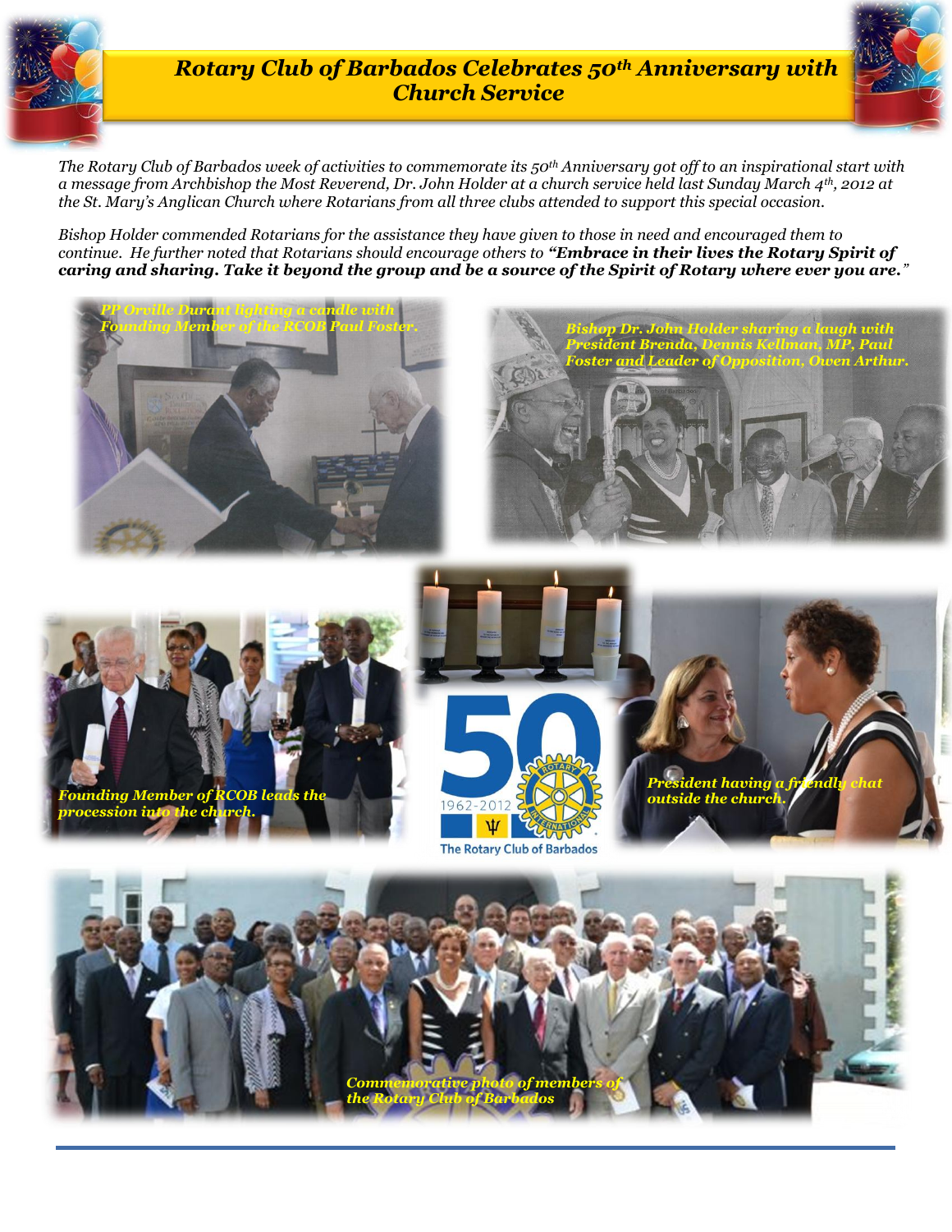# *Rotary Club of Barbados Celebrates 50th Anniversary with Church Service*

*The Rotary Club of Barbados week of activities to commemorate its 50th Anniversary got off to an inspirational start with a message from Archbishop the Most Reverend, Dr. John Holder at a church service held last Sunday March 4th, 2012 at the St. Mary's Anglican Church where Rotarians from all three clubs attended to support this special occasion.*

*Bishop Holder commended Rotarians for the assistance they have given to those in need and encouraged them to continue. He further noted that Rotarians should encourage others to* ***"Embrace in their lives the Rotary Spirit of caring and sharing. Take it beyond the group and be a source of the Spirit of Rotary where ever you are."***

***PP Orville Durant lighting a candle with Founding Member of the RCOB Paul Foster.***

***Bishop Dr. John Holder sharing a laugh with President Brenda, Dennis Kellman, MP, Paul Foster and Leader of Opposition, Owen Arthur.***

***Founding Member of RCOB leads the procession into the church.***

50 1962-2012 The Rotary Club of Barbados

***President having a friendly chat outside the church.***

***Commemorative photo of members of the Rotary Club of Barbados***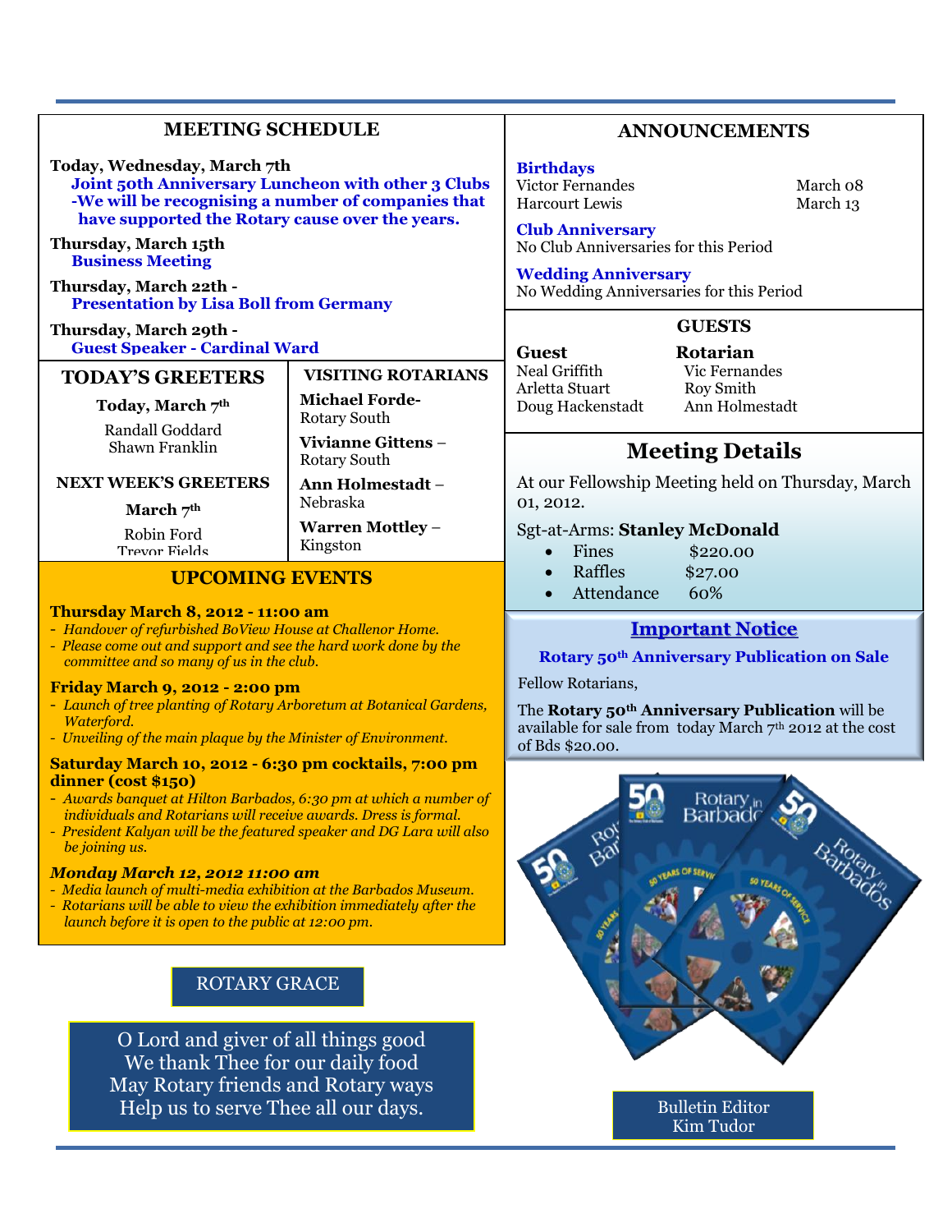## MEETING SCHEDULE

**Today, Wednesday, March 7th**
**Joint 50th Anniversary Luncheon with other 3 Clubs -We will be recognising a number of companies that have supported the Rotary cause over the years.**

**Thursday, March 15th**
**Business Meeting**

**Thursday, March 22th -**
**Presentation by Lisa Boll from Germany**

**Thursday, March 29th -**
**Guest Speaker - Cardinal Ward**

## TODAY'S GREETERS

**Today, March 7th**

Randall Goddard
Shawn Franklin

## NEXT WEEK'S GREETERS

**March 7th**

Robin Ford
Trevor Fields

## VISITING ROTARIANS

**Michael Forde-** Rotary South

**Vivianne Gittens** – Rotary South

**Ann Holmestadt** – Nebraska

**Warren Mottley** – Kingston

## UPCOMING EVENTS

**Thursday March 8, 2012 - 11:00 am**

- *Handover of refurbished BoView House at Challenor Home.*
- *Please come out and support and see the hard work done by the committee and so many of us in the club.*

**Friday March 9, 2012 - 2:00 pm**

- *Launch of tree planting of Rotary Arboretum at Botanical Gardens, Waterford.*
- *Unveiling of the main plaque by the Minister of Environment.*

**Saturday March 10, 2012 - 6:30 pm cocktails, 7:00 pm dinner (cost $150)**

- *Awards banquet at Hilton Barbados, 6:30 pm at which a number of individuals and Rotarians will receive awards. Dress is formal.*
- *President Kalyan will be the featured speaker and DG Lara will also be joining us.*

***Monday March 12, 2012 11:00 am***

- *Media launch of multi-media exhibition at the Barbados Museum.*
- *Rotarians will be able to view the exhibition immediately after the launch before it is open to the public at 12:00 pm.*

## ROTARY GRACE

O Lord and giver of all things good
We thank Thee for our daily food
May Rotary friends and Rotary ways
Help us to serve Thee all our days.

## ANNOUNCEMENTS

**Birthdays**

| | |
|---|---|
| Victor Fernandes | March 08 |
| Harcourt Lewis | March 13 |

**Club Anniversary**
No Club Anniversaries for this Period

**Wedding Anniversary**
No Wedding Anniversaries for this Period

## GUESTS

| Guest | Rotarian |
|---|---|
| Neal Griffith | Vic Fernandes |
| Arletta Stuart | Roy Smith |
| Doug Hackenstadt | Ann Holmestadt |

## Meeting Details

At our Fellowship Meeting held on Thursday, March 01, 2012.

Sgt-at-Arms: **Stanley McDonald**

- Fines $220.00
- Raffles $27.00
- Attendance 60%

## Important Notice

**Rotary 50th Anniversary Publication on Sale**

Fellow Rotarians,

The **Rotary 50th Anniversary Publication** will be available for sale from today March 7th 2012 at the cost of Bds $20.00.

Bulletin Editor
Kim Tudor